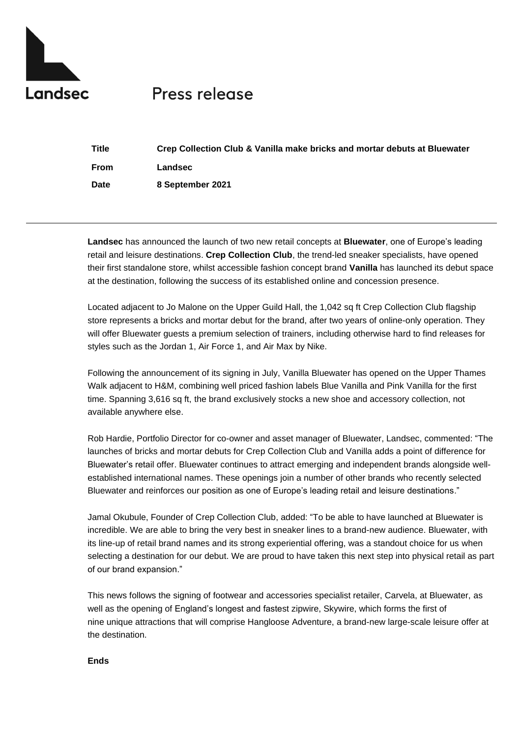Landsec

# Press release

| | |
|---|---|
| **Title** | **Crep Collection Club & Vanilla make bricks and mortar debuts at Bluewater** |
| **From** | **Landsec** |
| **Date** | **8 September 2021** |

---

**Landsec** has announced the launch of two new retail concepts at **Bluewater**, one of Europe's leading retail and leisure destinations. **Crep Collection Club**, the trend-led sneaker specialists, have opened their first standalone store, whilst accessible fashion concept brand **Vanilla** has launched its debut space at the destination, following the success of its established online and concession presence.

Located adjacent to Jo Malone on the Upper Guild Hall, the 1,042 sq ft Crep Collection Club flagship store represents a bricks and mortar debut for the brand, after two years of online-only operation. They will offer Bluewater guests a premium selection of trainers, including otherwise hard to find releases for styles such as the Jordan 1, Air Force 1, and Air Max by Nike.

Following the announcement of its signing in July, Vanilla Bluewater has opened on the Upper Thames Walk adjacent to H&M, combining well priced fashion labels Blue Vanilla and Pink Vanilla for the first time. Spanning 3,616 sq ft, the brand exclusively stocks a new shoe and accessory collection, not available anywhere else.

Rob Hardie, Portfolio Director for co-owner and asset manager of Bluewater, Landsec, commented: "The launches of bricks and mortar debuts for Crep Collection Club and Vanilla adds a point of difference for Bluewater's retail offer. Bluewater continues to attract emerging and independent brands alongside well-established international names. These openings join a number of other brands who recently selected Bluewater and reinforces our position as one of Europe's leading retail and leisure destinations."

Jamal Okubule, Founder of Crep Collection Club, added: "To be able to have launched at Bluewater is incredible. We are able to bring the very best in sneaker lines to a brand-new audience. Bluewater, with its line-up of retail brand names and its strong experiential offering, was a standout choice for us when selecting a destination for our debut. We are proud to have taken this next step into physical retail as part of our brand expansion."

This news follows the signing of footwear and accessories specialist retailer, Carvela, at Bluewater, as well as the opening of England's longest and fastest zipwire, Skywire, which forms the first of nine unique attractions that will comprise Hangloose Adventure, a brand-new large-scale leisure offer at the destination.

**Ends**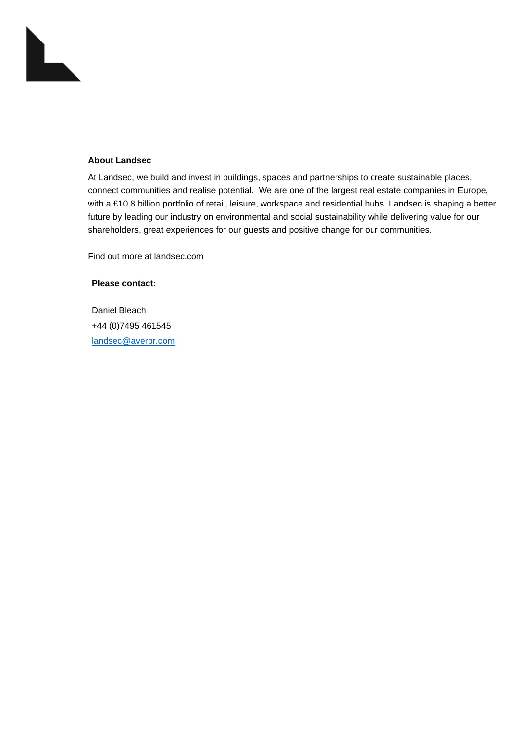**About Landsec**

At Landsec, we build and invest in buildings, spaces and partnerships to create sustainable places, connect communities and realise potential.  We are one of the largest real estate companies in Europe, with a £10.8 billion portfolio of retail, leisure, workspace and residential hubs. Landsec is shaping a better future by leading our industry on environmental and social sustainability while delivering value for our shareholders, great experiences for our guests and positive change for our communities.

Find out more at landsec.com

**Please contact:**

Daniel Bleach
+44 (0)7495 461545
landsec@averpr.com